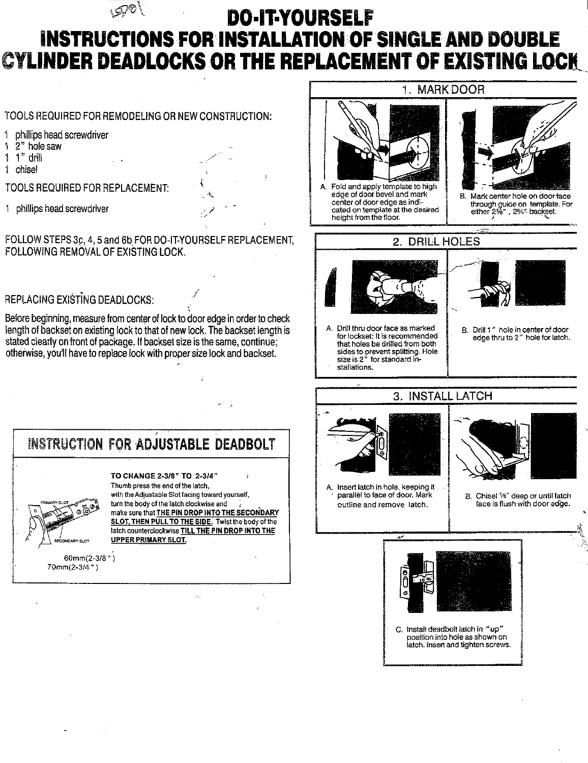# DO-IT-YOURSELF

# INSTRUCTIONS FOR INSTALLATION OF SINGLE AND DOUBLE CYLINDER DEADLOCKS OR THE REPLACEMENT OF EXISTING LOCK

TOOLS REQUIRED FOR REMODELING OR NEW CONSTRUCTION:

1 phillips head screwdriver
1 2" hole saw
1 1" drill
1 chisel

TOOLS REQUIRED FOR REPLACEMENT:

1 phillips head screwdriver

FOLLOW STEPS 3c, 4, 5 and 6b FOR DO-IT-YOURSELF REPLACEMENT, FOLLOWING REMOVAL OF EXISTING LOCK.

REPLACING EXISTING DEADLOCKS:

Before beginning, measure from center of lock to door edge in order to check length of backset on existing lock to that of new lock. The backset length is stated clearly on front of package. If backset size is the same, continue; otherwise, you'll have to replace lock with proper size lock and backset.

## INSTRUCTION FOR ADJUSTABLE DEADBOLT

**TO CHANGE 2-3/8" TO 2-3/4"**

Thumb press the end of the latch, with the Adjustable Slot facing toward yourself, turn the body of the latch clockwise and make sure that **THE PIN DROP INTO THE SECONDARY SLOT, THEN PULL TO THE SIDE.** Twist the body of the latch counterclockwise **TILL THE PIN DROP INTO THE UPPER PRIMARY SLOT.**

PRIMARY SLOT
SECONDARY SLOT

60mm(2-3/8")
70mm(2-3/4")

## 1. MARK DOOR

A. Fold and apply template to high edge of door bevel and mark center of door edge as indicated on template at the desired height from the floor.

B. Mark center hole on door face through guide on template. For either 2⅜", 2¾" backset.

## 2. DRILL HOLES

A. Drill thru door face as marked for lockset: It is recommended that holes be drilled from both sides to prevent splitting. Hole size is 2" for standard installations.

B. Drill 1" hole in center of door edge thru to 2" hole for latch.

## 3. INSTALL LATCH

A. Insert latch in hole, keeping it parallel to face of door. Mark outline and remove latch.

B. Chisel ⅛" deep or until latch face is flush with door edge.

C. Install deadbolt latch in "up" position into hole as shown on latch. Insert and tighten screws.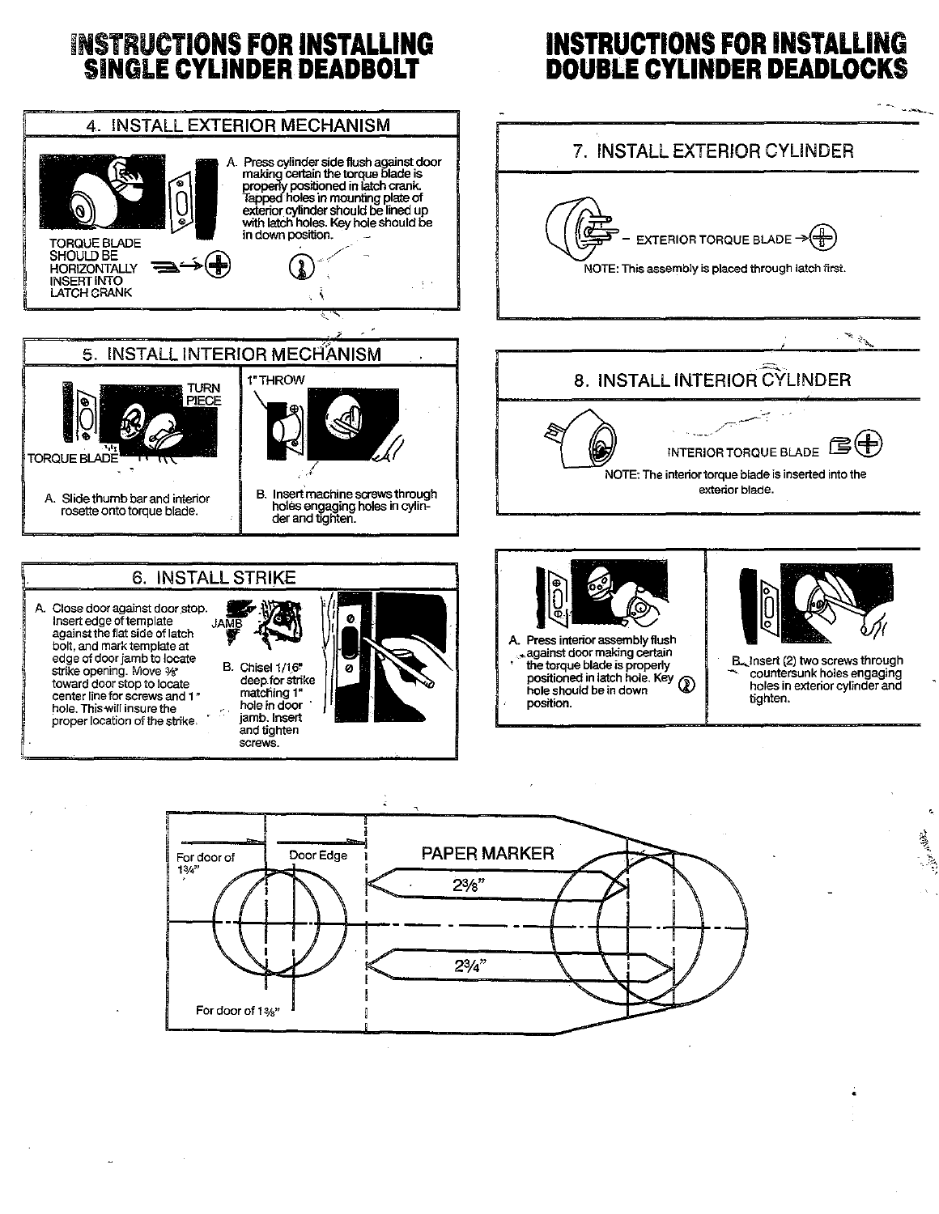# INSTRUCTIONS FOR INSTALLING SINGLE CYLINDER DEADBOLT

## 4. INSTALL EXTERIOR MECHANISM

A. Press cylinder side flush against door making certain the torque blade is properly positioned in latch crank. Tapped holes in mounting plate of exterior cylinder should be lined up with latch holes. Key hole should be in down position.

TORQUE BLADE SHOULD BE HORIZONTALLY INSERT INTO LATCH CRANK

## 5. INSTALL INTERIOR MECHANISM

TURN PIECE

TORQUE BLADE

A. Slide thumb bar and interior rosette onto torque blade.

1" THROW

B. Insert machine screws through holes engaging holes in cylinder and tighten.

## 6. INSTALL STRIKE

A. Close door against door stop. Insert edge of template against the flat side of latch bolt, and mark template at edge of door jamb to locate strike opening. Move 3⁄8" toward door stop to locate center line for screws and 1" hole. This will insure the proper location of the strike.

JAMB

B. Chisel 1/16" deep for strike matching 1" hole in door jamb. Insert and tighten screws.

# INSTRUCTIONS FOR INSTALLING DOUBLE CYLINDER DEADLOCKS

## 7. INSTALL EXTERIOR CYLINDER

– EXTERIOR TORQUE BLADE

NOTE: This assembly is placed through latch first.

## 8. INSTALL INTERIOR CYLINDER

INTERIOR TORQUE BLADE

NOTE: The interior torque blade is inserted into the exterior blade.

A. Press interior assembly flush against door making certain the torque blade is properly positioned in latch hole. Key hole should be in down position.

B. Insert (2) two screws through countersunk holes engaging holes in exterior cylinder and tighten.

For door of 1¾"

Door Edge

PAPER MARKER

2⅜"

2¾"

For door of 1⅜"